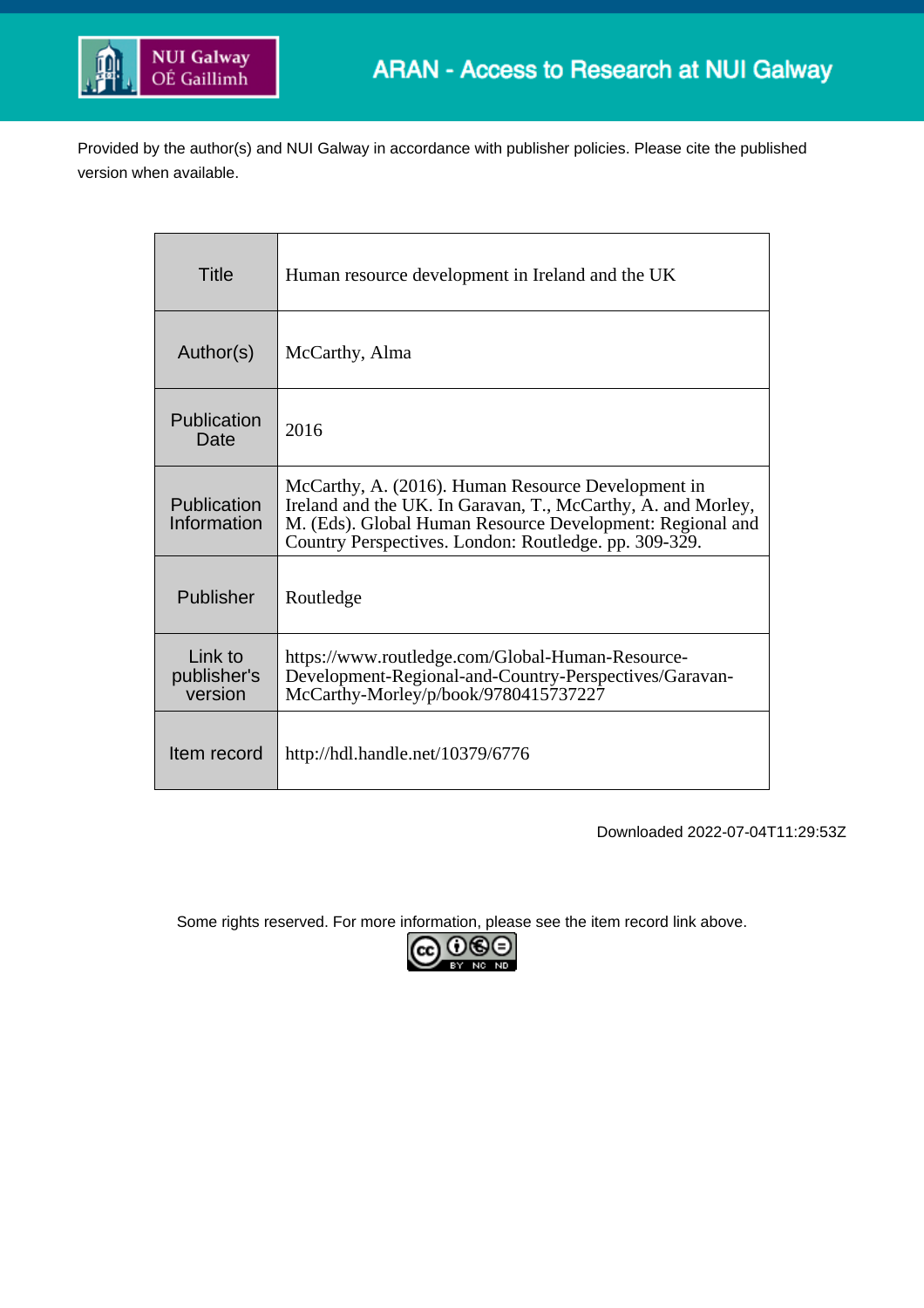NUI Galway
OÉ Gaillimh

ARAN - Access to Research at NUI Galway

Provided by the author(s) and NUI Galway in accordance with publisher policies. Please cite the published version when available.

| | |
|---|---|
| Title | Human resource development in Ireland and the UK |
| Author(s) | McCarthy, Alma |
| Publication Date | 2016 |
| Publication Information | McCarthy, A. (2016). Human Resource Development in Ireland and the UK. In Garavan, T., McCarthy, A. and Morley, M. (Eds). Global Human Resource Development: Regional and Country Perspectives. London: Routledge. pp. 309-329. |
| Publisher | Routledge |
| Link to publisher's version | https://www.routledge.com/Global-Human-Resource-Development-Regional-and-Country-Perspectives/Garavan-McCarthy-Morley/p/book/9780415737227 |
| Item record | http://hdl.handle.net/10379/6776 |

Downloaded 2022-07-04T11:29:53Z

Some rights reserved. For more information, please see the item record link above.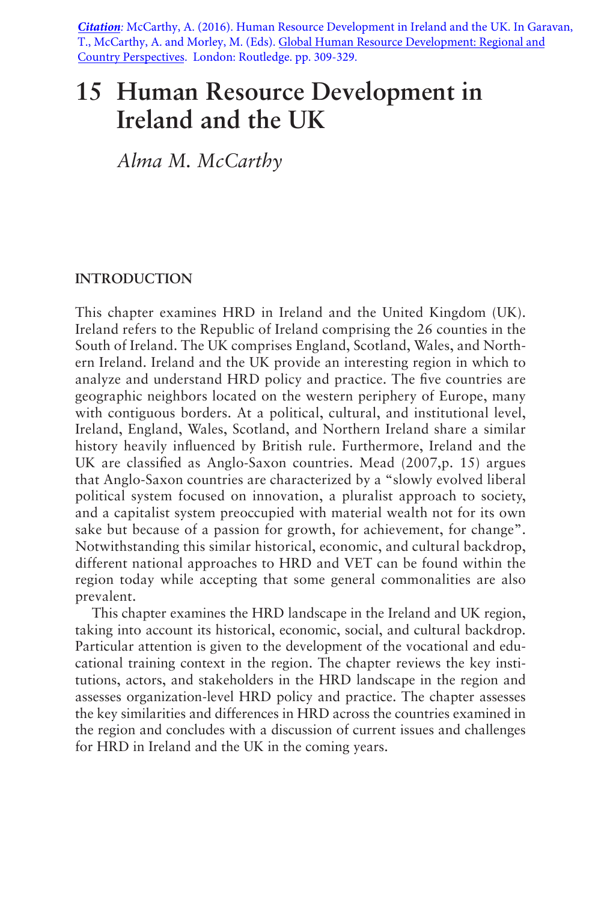***Citation***: McCarthy, A. (2016). Human Resource Development in Ireland and the UK. In Garavan, T., McCarthy, A. and Morley, M. (Eds). Global Human Resource Development: Regional and Country Perspectives. London: Routledge. pp. 309-329.

# 15 Human Resource Development in Ireland and the UK

*Alma M. McCarthy*

## INTRODUCTION

This chapter examines HRD in Ireland and the United Kingdom (UK). Ireland refers to the Republic of Ireland comprising the 26 counties in the South of Ireland. The UK comprises England, Scotland, Wales, and Northern Ireland. Ireland and the UK provide an interesting region in which to analyze and understand HRD policy and practice. The five countries are geographic neighbors located on the western periphery of Europe, many with contiguous borders. At a political, cultural, and institutional level, Ireland, England, Wales, Scotland, and Northern Ireland share a similar history heavily influenced by British rule. Furthermore, Ireland and the UK are classified as Anglo-Saxon countries. Mead (2007,p. 15) argues that Anglo-Saxon countries are characterized by a "slowly evolved liberal political system focused on innovation, a pluralist approach to society, and a capitalist system preoccupied with material wealth not for its own sake but because of a passion for growth, for achievement, for change". Notwithstanding this similar historical, economic, and cultural backdrop, different national approaches to HRD and VET can be found within the region today while accepting that some general commonalities are also prevalent.

This chapter examines the HRD landscape in the Ireland and UK region, taking into account its historical, economic, social, and cultural backdrop. Particular attention is given to the development of the vocational and educational training context in the region. The chapter reviews the key institutions, actors, and stakeholders in the HRD landscape in the region and assesses organization-level HRD policy and practice. The chapter assesses the key similarities and differences in HRD across the countries examined in the region and concludes with a discussion of current issues and challenges for HRD in Ireland and the UK in the coming years.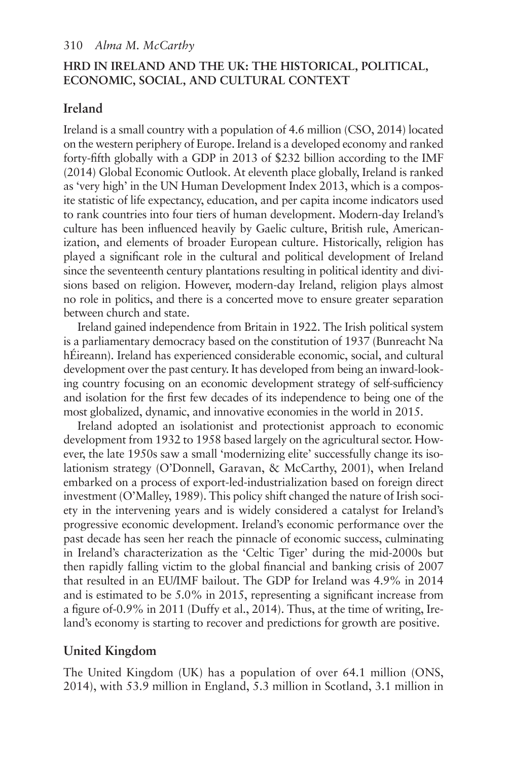## HRD IN IRELAND AND THE UK: THE HISTORICAL, POLITICAL, ECONOMIC, SOCIAL, AND CULTURAL CONTEXT

### Ireland

Ireland is a small country with a population of 4.6 million (CSO, 2014) located on the western periphery of Europe. Ireland is a developed economy and ranked forty-fifth globally with a GDP in 2013 of $232 billion according to the IMF (2014) Global Economic Outlook. At eleventh place globally, Ireland is ranked as 'very high' in the UN Human Development Index 2013, which is a composite statistic of life expectancy, education, and per capita income indicators used to rank countries into four tiers of human development. Modern-day Ireland's culture has been influenced heavily by Gaelic culture, British rule, Americanization, and elements of broader European culture. Historically, religion has played a significant role in the cultural and political development of Ireland since the seventeenth century plantations resulting in political identity and divisions based on religion. However, modern-day Ireland, religion plays almost no role in politics, and there is a concerted move to ensure greater separation between church and state.

Ireland gained independence from Britain in 1922. The Irish political system is a parliamentary democracy based on the constitution of 1937 (Bunreacht Na hÉireann). Ireland has experienced considerable economic, social, and cultural development over the past century. It has developed from being an inward-looking country focusing on an economic development strategy of self-sufficiency and isolation for the first few decades of its independence to being one of the most globalized, dynamic, and innovative economies in the world in 2015.

Ireland adopted an isolationist and protectionist approach to economic development from 1932 to 1958 based largely on the agricultural sector. However, the late 1950s saw a small 'modernizing elite' successfully change its isolationism strategy (O'Donnell, Garavan, & McCarthy, 2001), when Ireland embarked on a process of export-led-industrialization based on foreign direct investment (O'Malley, 1989). This policy shift changed the nature of Irish society in the intervening years and is widely considered a catalyst for Ireland's progressive economic development. Ireland's economic performance over the past decade has seen her reach the pinnacle of economic success, culminating in Ireland's characterization as the 'Celtic Tiger' during the mid-2000s but then rapidly falling victim to the global financial and banking crisis of 2007 that resulted in an EU/IMF bailout. The GDP for Ireland was 4.9% in 2014 and is estimated to be 5.0% in 2015, representing a significant increase from a figure of-0.9% in 2011 (Duffy et al., 2014). Thus, at the time of writing, Ireland's economy is starting to recover and predictions for growth are positive.

### United Kingdom

The United Kingdom (UK) has a population of over 64.1 million (ONS, 2014), with 53.9 million in England, 5.3 million in Scotland, 3.1 million in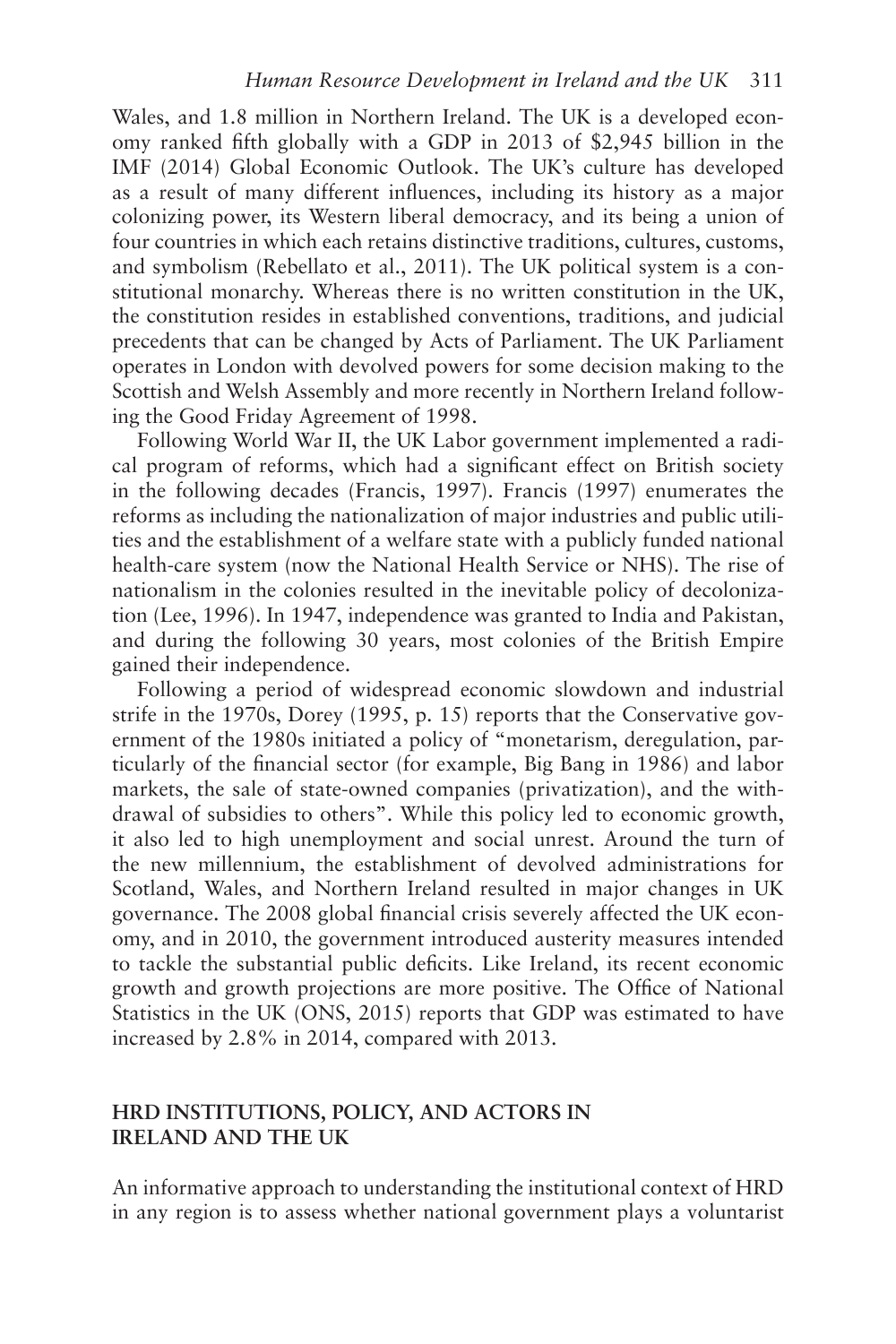Wales, and 1.8 million in Northern Ireland. The UK is a developed economy ranked fifth globally with a GDP in 2013 of $2,945 billion in the IMF (2014) Global Economic Outlook. The UK's culture has developed as a result of many different influences, including its history as a major colonizing power, its Western liberal democracy, and its being a union of four countries in which each retains distinctive traditions, cultures, customs, and symbolism (Rebellato et al., 2011). The UK political system is a constitutional monarchy. Whereas there is no written constitution in the UK, the constitution resides in established conventions, traditions, and judicial precedents that can be changed by Acts of Parliament. The UK Parliament operates in London with devolved powers for some decision making to the Scottish and Welsh Assembly and more recently in Northern Ireland following the Good Friday Agreement of 1998.

Following World War II, the UK Labor government implemented a radical program of reforms, which had a significant effect on British society in the following decades (Francis, 1997). Francis (1997) enumerates the reforms as including the nationalization of major industries and public utilities and the establishment of a welfare state with a publicly funded national health-care system (now the National Health Service or NHS). The rise of nationalism in the colonies resulted in the inevitable policy of decolonization (Lee, 1996). In 1947, independence was granted to India and Pakistan, and during the following 30 years, most colonies of the British Empire gained their independence.

Following a period of widespread economic slowdown and industrial strife in the 1970s, Dorey (1995, p. 15) reports that the Conservative government of the 1980s initiated a policy of "monetarism, deregulation, particularly of the financial sector (for example, Big Bang in 1986) and labor markets, the sale of state-owned companies (privatization), and the withdrawal of subsidies to others". While this policy led to economic growth, it also led to high unemployment and social unrest. Around the turn of the new millennium, the establishment of devolved administrations for Scotland, Wales, and Northern Ireland resulted in major changes in UK governance. The 2008 global financial crisis severely affected the UK economy, and in 2010, the government introduced austerity measures intended to tackle the substantial public deficits. Like Ireland, its recent economic growth and growth projections are more positive. The Office of National Statistics in the UK (ONS, 2015) reports that GDP was estimated to have increased by 2.8% in 2014, compared with 2013.

## HRD INSTITUTIONS, POLICY, AND ACTORS IN IRELAND AND THE UK

An informative approach to understanding the institutional context of HRD in any region is to assess whether national government plays a voluntarist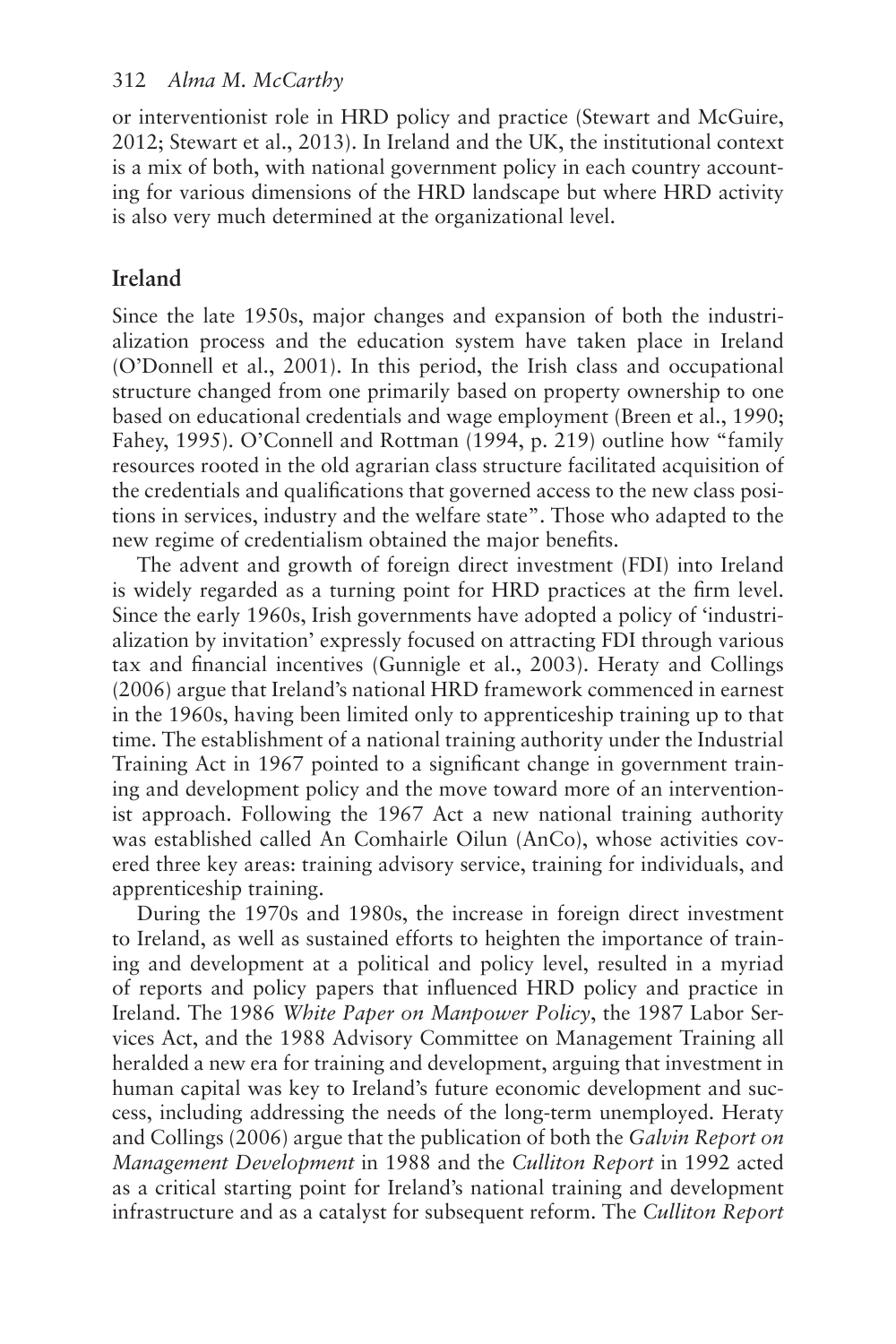or interventionist role in HRD policy and practice (Stewart and McGuire, 2012; Stewart et al., 2013). In Ireland and the UK, the institutional context is a mix of both, with national government policy in each country accounting for various dimensions of the HRD landscape but where HRD activity is also very much determined at the organizational level.

## Ireland

Since the late 1950s, major changes and expansion of both the industrialization process and the education system have taken place in Ireland (O'Donnell et al., 2001). In this period, the Irish class and occupational structure changed from one primarily based on property ownership to one based on educational credentials and wage employment (Breen et al., 1990; Fahey, 1995). O'Connell and Rottman (1994, p. 219) outline how "family resources rooted in the old agrarian class structure facilitated acquisition of the credentials and qualifications that governed access to the new class positions in services, industry and the welfare state". Those who adapted to the new regime of credentialism obtained the major benefits.

The advent and growth of foreign direct investment (FDI) into Ireland is widely regarded as a turning point for HRD practices at the firm level. Since the early 1960s, Irish governments have adopted a policy of 'industrialization by invitation' expressly focused on attracting FDI through various tax and financial incentives (Gunnigle et al., 2003). Heraty and Collings (2006) argue that Ireland's national HRD framework commenced in earnest in the 1960s, having been limited only to apprenticeship training up to that time. The establishment of a national training authority under the Industrial Training Act in 1967 pointed to a significant change in government training and development policy and the move toward more of an interventionist approach. Following the 1967 Act a new national training authority was established called An Comhairle Oilun (AnCo), whose activities covered three key areas: training advisory service, training for individuals, and apprenticeship training.

During the 1970s and 1980s, the increase in foreign direct investment to Ireland, as well as sustained efforts to heighten the importance of training and development at a political and policy level, resulted in a myriad of reports and policy papers that influenced HRD policy and practice in Ireland. The 1986 *White Paper on Manpower Policy*, the 1987 Labor Services Act, and the 1988 Advisory Committee on Management Training all heralded a new era for training and development, arguing that investment in human capital was key to Ireland's future economic development and success, including addressing the needs of the long-term unemployed. Heraty and Collings (2006) argue that the publication of both the *Galvin Report on Management Development* in 1988 and the *Culliton Report* in 1992 acted as a critical starting point for Ireland's national training and development infrastructure and as a catalyst for subsequent reform. The *Culliton Report*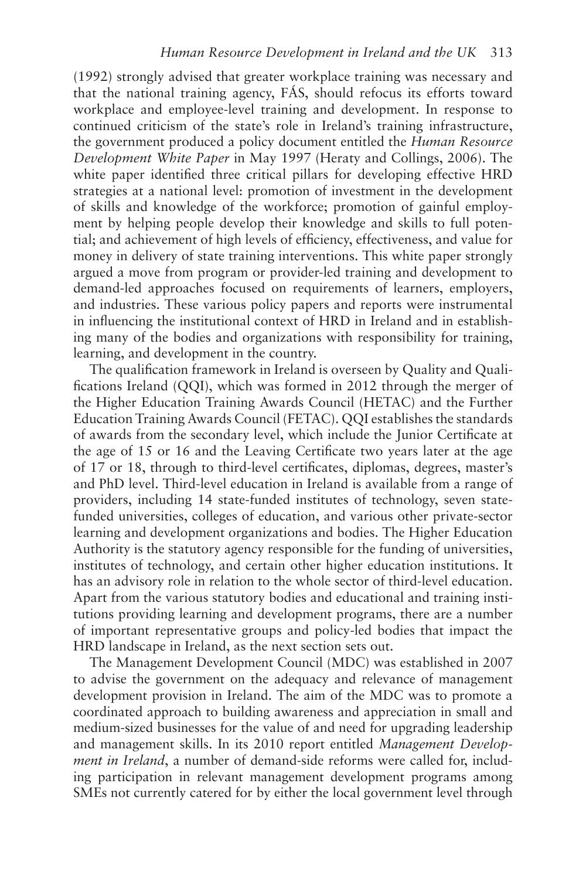(1992) strongly advised that greater workplace training was necessary and that the national training agency, FÁS, should refocus its efforts toward workplace and employee-level training and development. In response to continued criticism of the state's role in Ireland's training infrastructure, the government produced a policy document entitled the *Human Resource Development White Paper* in May 1997 (Heraty and Collings, 2006). The white paper identified three critical pillars for developing effective HRD strategies at a national level: promotion of investment in the development of skills and knowledge of the workforce; promotion of gainful employment by helping people develop their knowledge and skills to full potential; and achievement of high levels of efficiency, effectiveness, and value for money in delivery of state training interventions. This white paper strongly argued a move from program or provider-led training and development to demand-led approaches focused on requirements of learners, employers, and industries. These various policy papers and reports were instrumental in influencing the institutional context of HRD in Ireland and in establishing many of the bodies and organizations with responsibility for training, learning, and development in the country.

The qualification framework in Ireland is overseen by Quality and Qualifications Ireland (QQI), which was formed in 2012 through the merger of the Higher Education Training Awards Council (HETAC) and the Further Education Training Awards Council (FETAC). QQI establishes the standards of awards from the secondary level, which include the Junior Certificate at the age of 15 or 16 and the Leaving Certificate two years later at the age of 17 or 18, through to third-level certificates, diplomas, degrees, master's and PhD level. Third-level education in Ireland is available from a range of providers, including 14 state-funded institutes of technology, seven state-funded universities, colleges of education, and various other private-sector learning and development organizations and bodies. The Higher Education Authority is the statutory agency responsible for the funding of universities, institutes of technology, and certain other higher education institutions. It has an advisory role in relation to the whole sector of third-level education. Apart from the various statutory bodies and educational and training institutions providing learning and development programs, there are a number of important representative groups and policy-led bodies that impact the HRD landscape in Ireland, as the next section sets out.

The Management Development Council (MDC) was established in 2007 to advise the government on the adequacy and relevance of management development provision in Ireland. The aim of the MDC was to promote a coordinated approach to building awareness and appreciation in small and medium-sized businesses for the value of and need for upgrading leadership and management skills. In its 2010 report entitled *Management Development in Ireland*, a number of demand-side reforms were called for, including participation in relevant management development programs among SMEs not currently catered for by either the local government level through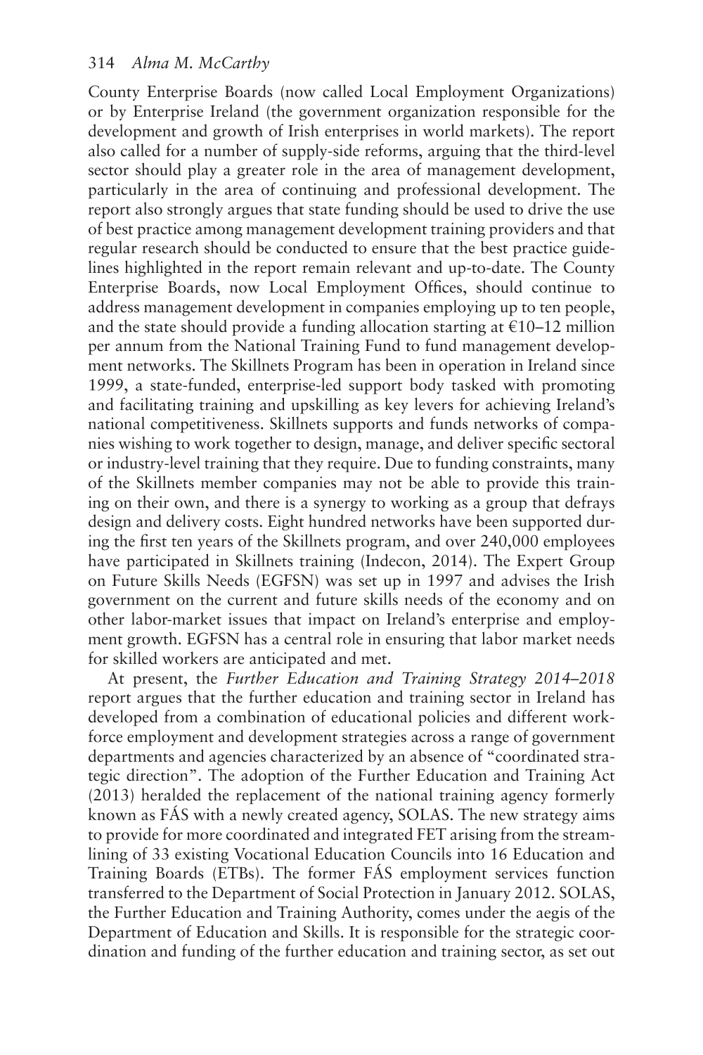County Enterprise Boards (now called Local Employment Organizations) or by Enterprise Ireland (the government organization responsible for the development and growth of Irish enterprises in world markets). The report also called for a number of supply-side reforms, arguing that the third-level sector should play a greater role in the area of management development, particularly in the area of continuing and professional development. The report also strongly argues that state funding should be used to drive the use of best practice among management development training providers and that regular research should be conducted to ensure that the best practice guidelines highlighted in the report remain relevant and up-to-date. The County Enterprise Boards, now Local Employment Offices, should continue to address management development in companies employing up to ten people, and the state should provide a funding allocation starting at €10–12 million per annum from the National Training Fund to fund management development networks. The Skillnets Program has been in operation in Ireland since 1999, a state-funded, enterprise-led support body tasked with promoting and facilitating training and upskilling as key levers for achieving Ireland's national competitiveness. Skillnets supports and funds networks of companies wishing to work together to design, manage, and deliver specific sectoral or industry-level training that they require. Due to funding constraints, many of the Skillnets member companies may not be able to provide this training on their own, and there is a synergy to working as a group that defrays design and delivery costs. Eight hundred networks have been supported during the first ten years of the Skillnets program, and over 240,000 employees have participated in Skillnets training (Indecon, 2014). The Expert Group on Future Skills Needs (EGFSN) was set up in 1997 and advises the Irish government on the current and future skills needs of the economy and on other labor-market issues that impact on Ireland's enterprise and employment growth. EGFSN has a central role in ensuring that labor market needs for skilled workers are anticipated and met.

At present, the *Further Education and Training Strategy 2014–2018* report argues that the further education and training sector in Ireland has developed from a combination of educational policies and different workforce employment and development strategies across a range of government departments and agencies characterized by an absence of "coordinated strategic direction". The adoption of the Further Education and Training Act (2013) heralded the replacement of the national training agency formerly known as FÁS with a newly created agency, SOLAS. The new strategy aims to provide for more coordinated and integrated FET arising from the streamlining of 33 existing Vocational Education Councils into 16 Education and Training Boards (ETBs). The former FÁS employment services function transferred to the Department of Social Protection in January 2012. SOLAS, the Further Education and Training Authority, comes under the aegis of the Department of Education and Skills. It is responsible for the strategic coordination and funding of the further education and training sector, as set out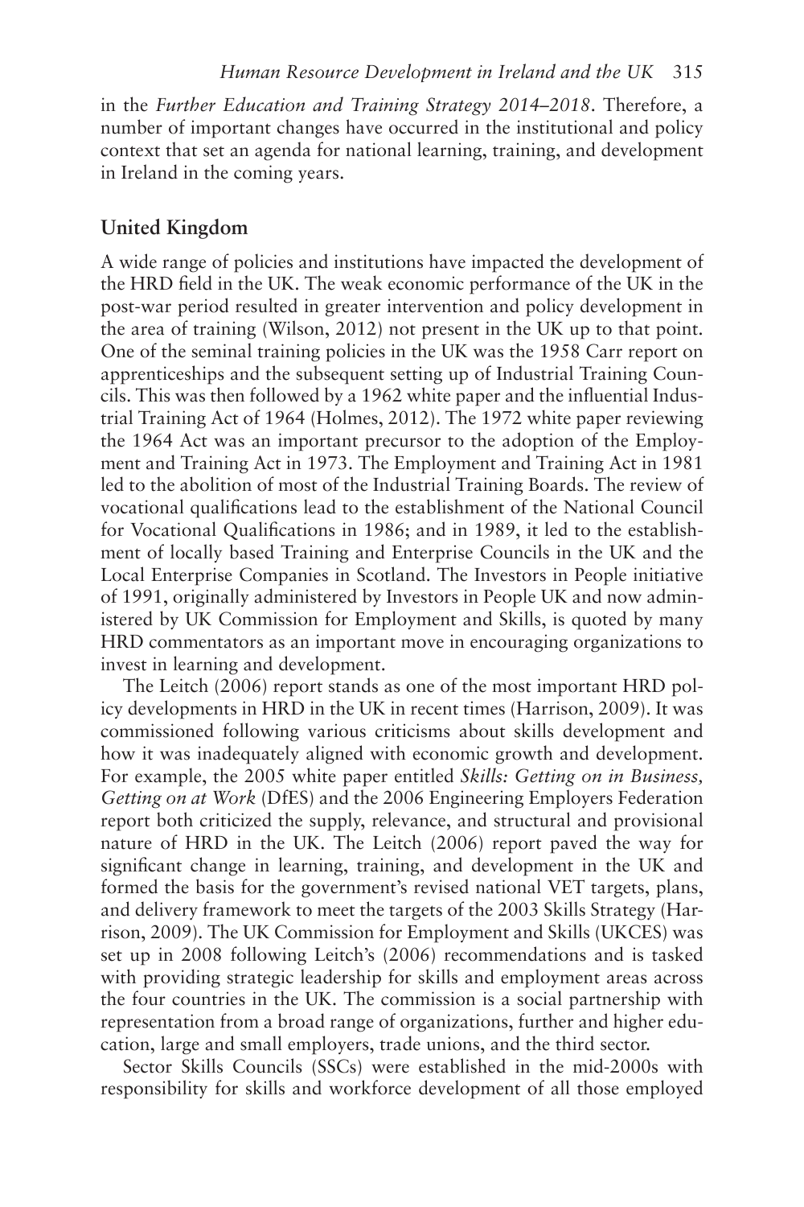in the *Further Education and Training Strategy 2014–2018*. Therefore, a number of important changes have occurred in the institutional and policy context that set an agenda for national learning, training, and development in Ireland in the coming years.

## United Kingdom

A wide range of policies and institutions have impacted the development of the HRD field in the UK. The weak economic performance of the UK in the post-war period resulted in greater intervention and policy development in the area of training (Wilson, 2012) not present in the UK up to that point. One of the seminal training policies in the UK was the 1958 Carr report on apprenticeships and the subsequent setting up of Industrial Training Councils. This was then followed by a 1962 white paper and the influential Industrial Training Act of 1964 (Holmes, 2012). The 1972 white paper reviewing the 1964 Act was an important precursor to the adoption of the Employment and Training Act in 1973. The Employment and Training Act in 1981 led to the abolition of most of the Industrial Training Boards. The review of vocational qualifications lead to the establishment of the National Council for Vocational Qualifications in 1986; and in 1989, it led to the establishment of locally based Training and Enterprise Councils in the UK and the Local Enterprise Companies in Scotland. The Investors in People initiative of 1991, originally administered by Investors in People UK and now administered by UK Commission for Employment and Skills, is quoted by many HRD commentators as an important move in encouraging organizations to invest in learning and development.

The Leitch (2006) report stands as one of the most important HRD policy developments in HRD in the UK in recent times (Harrison, 2009). It was commissioned following various criticisms about skills development and how it was inadequately aligned with economic growth and development. For example, the 2005 white paper entitled *Skills: Getting on in Business, Getting on at Work* (DfES) and the 2006 Engineering Employers Federation report both criticized the supply, relevance, and structural and provisional nature of HRD in the UK. The Leitch (2006) report paved the way for significant change in learning, training, and development in the UK and formed the basis for the government's revised national VET targets, plans, and delivery framework to meet the targets of the 2003 Skills Strategy (Harrison, 2009). The UK Commission for Employment and Skills (UKCES) was set up in 2008 following Leitch's (2006) recommendations and is tasked with providing strategic leadership for skills and employment areas across the four countries in the UK. The commission is a social partnership with representation from a broad range of organizations, further and higher education, large and small employers, trade unions, and the third sector.

Sector Skills Councils (SSCs) were established in the mid-2000s with responsibility for skills and workforce development of all those employed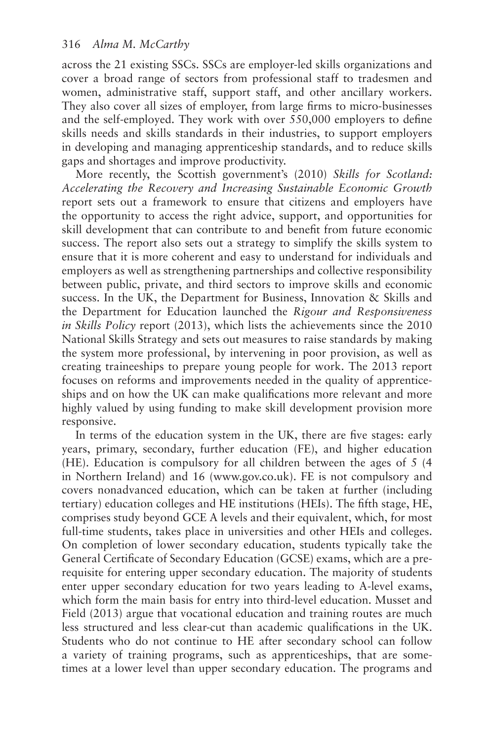across the 21 existing SSCs. SSCs are employer-led skills organizations and cover a broad range of sectors from professional staff to tradesmen and women, administrative staff, support staff, and other ancillary workers. They also cover all sizes of employer, from large firms to micro-businesses and the self-employed. They work with over 550,000 employers to define skills needs and skills standards in their industries, to support employers in developing and managing apprenticeship standards, and to reduce skills gaps and shortages and improve productivity.

More recently, the Scottish government's (2010) *Skills for Scotland: Accelerating the Recovery and Increasing Sustainable Economic Growth* report sets out a framework to ensure that citizens and employers have the opportunity to access the right advice, support, and opportunities for skill development that can contribute to and benefit from future economic success. The report also sets out a strategy to simplify the skills system to ensure that it is more coherent and easy to understand for individuals and employers as well as strengthening partnerships and collective responsibility between public, private, and third sectors to improve skills and economic success. In the UK, the Department for Business, Innovation & Skills and the Department for Education launched the *Rigour and Responsiveness in Skills Policy* report (2013), which lists the achievements since the 2010 National Skills Strategy and sets out measures to raise standards by making the system more professional, by intervening in poor provision, as well as creating traineeships to prepare young people for work. The 2013 report focuses on reforms and improvements needed in the quality of apprenticeships and on how the UK can make qualifications more relevant and more highly valued by using funding to make skill development provision more responsive.

In terms of the education system in the UK, there are five stages: early years, primary, secondary, further education (FE), and higher education (HE). Education is compulsory for all children between the ages of 5 (4 in Northern Ireland) and 16 (www.gov.co.uk). FE is not compulsory and covers nonadvanced education, which can be taken at further (including tertiary) education colleges and HE institutions (HEIs). The fifth stage, HE, comprises study beyond GCE A levels and their equivalent, which, for most full-time students, takes place in universities and other HEIs and colleges. On completion of lower secondary education, students typically take the General Certificate of Secondary Education (GCSE) exams, which are a prerequisite for entering upper secondary education. The majority of students enter upper secondary education for two years leading to A-level exams, which form the main basis for entry into third-level education. Musset and Field (2013) argue that vocational education and training routes are much less structured and less clear-cut than academic qualifications in the UK. Students who do not continue to HE after secondary school can follow a variety of training programs, such as apprenticeships, that are sometimes at a lower level than upper secondary education. The programs and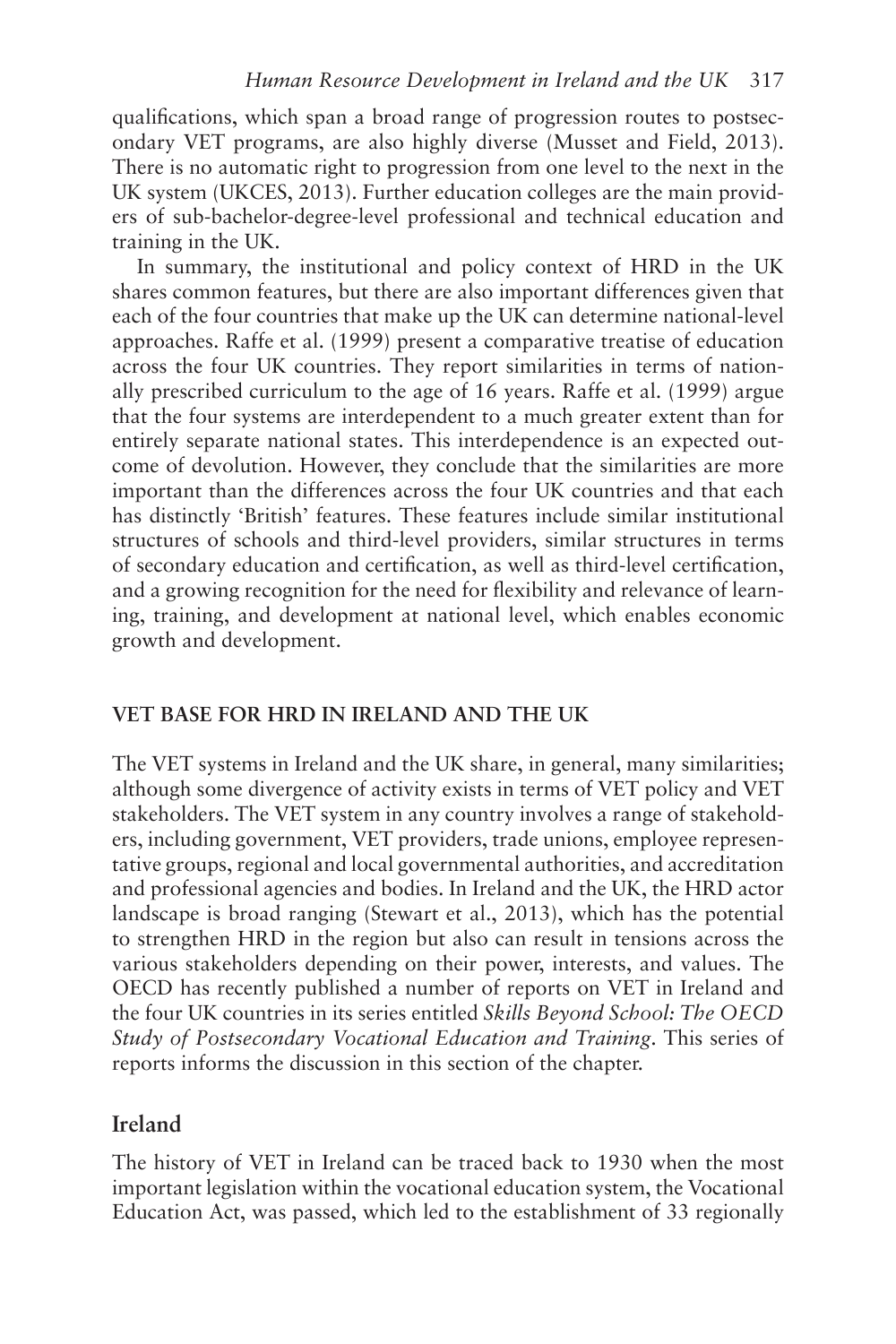qualifications, which span a broad range of progression routes to postsecondary VET programs, are also highly diverse (Musset and Field, 2013). There is no automatic right to progression from one level to the next in the UK system (UKCES, 2013). Further education colleges are the main providers of sub-bachelor-degree-level professional and technical education and training in the UK.

In summary, the institutional and policy context of HRD in the UK shares common features, but there are also important differences given that each of the four countries that make up the UK can determine national-level approaches. Raffe et al. (1999) present a comparative treatise of education across the four UK countries. They report similarities in terms of nationally prescribed curriculum to the age of 16 years. Raffe et al. (1999) argue that the four systems are interdependent to a much greater extent than for entirely separate national states. This interdependence is an expected outcome of devolution. However, they conclude that the similarities are more important than the differences across the four UK countries and that each has distinctly 'British' features. These features include similar institutional structures of schools and third-level providers, similar structures in terms of secondary education and certification, as well as third-level certification, and a growing recognition for the need for flexibility and relevance of learning, training, and development at national level, which enables economic growth and development.

## VET BASE FOR HRD IN IRELAND AND THE UK

The VET systems in Ireland and the UK share, in general, many similarities; although some divergence of activity exists in terms of VET policy and VET stakeholders. The VET system in any country involves a range of stakeholders, including government, VET providers, trade unions, employee representative groups, regional and local governmental authorities, and accreditation and professional agencies and bodies. In Ireland and the UK, the HRD actor landscape is broad ranging (Stewart et al., 2013), which has the potential to strengthen HRD in the region but also can result in tensions across the various stakeholders depending on their power, interests, and values. The OECD has recently published a number of reports on VET in Ireland and the four UK countries in its series entitled *Skills Beyond School: The OECD Study of Postsecondary Vocational Education and Training*. This series of reports informs the discussion in this section of the chapter.

### Ireland

The history of VET in Ireland can be traced back to 1930 when the most important legislation within the vocational education system, the Vocational Education Act, was passed, which led to the establishment of 33 regionally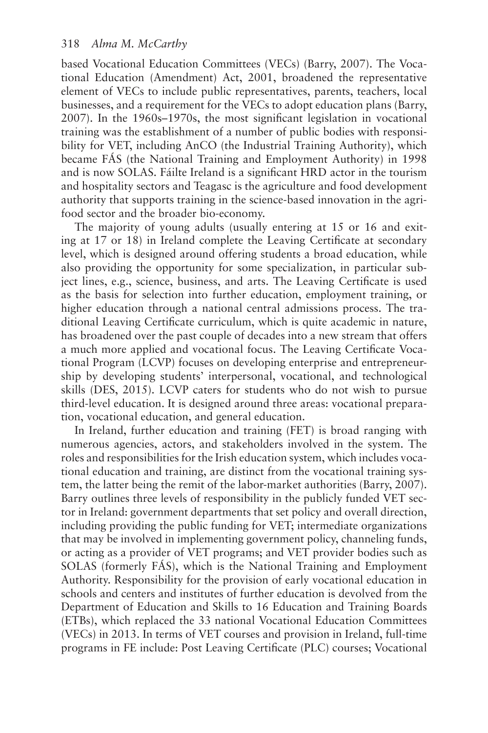based Vocational Education Committees (VECs) (Barry, 2007). The Vocational Education (Amendment) Act, 2001, broadened the representative element of VECs to include public representatives, parents, teachers, local businesses, and a requirement for the VECs to adopt education plans (Barry, 2007). In the 1960s–1970s, the most significant legislation in vocational training was the establishment of a number of public bodies with responsibility for VET, including AnCO (the Industrial Training Authority), which became FÁS (the National Training and Employment Authority) in 1998 and is now SOLAS. Fáilte Ireland is a significant HRD actor in the tourism and hospitality sectors and Teagasc is the agriculture and food development authority that supports training in the science-based innovation in the agri-food sector and the broader bio-economy.

The majority of young adults (usually entering at 15 or 16 and exiting at 17 or 18) in Ireland complete the Leaving Certificate at secondary level, which is designed around offering students a broad education, while also providing the opportunity for some specialization, in particular subject lines, e.g., science, business, and arts. The Leaving Certificate is used as the basis for selection into further education, employment training, or higher education through a national central admissions process. The traditional Leaving Certificate curriculum, which is quite academic in nature, has broadened over the past couple of decades into a new stream that offers a much more applied and vocational focus. The Leaving Certificate Vocational Program (LCVP) focuses on developing enterprise and entrepreneurship by developing students' interpersonal, vocational, and technological skills (DES, 2015). LCVP caters for students who do not wish to pursue third-level education. It is designed around three areas: vocational preparation, vocational education, and general education.

In Ireland, further education and training (FET) is broad ranging with numerous agencies, actors, and stakeholders involved in the system. The roles and responsibilities for the Irish education system, which includes vocational education and training, are distinct from the vocational training system, the latter being the remit of the labor-market authorities (Barry, 2007). Barry outlines three levels of responsibility in the publicly funded VET sector in Ireland: government departments that set policy and overall direction, including providing the public funding for VET; intermediate organizations that may be involved in implementing government policy, channeling funds, or acting as a provider of VET programs; and VET provider bodies such as SOLAS (formerly FÁS), which is the National Training and Employment Authority. Responsibility for the provision of early vocational education in schools and centers and institutes of further education is devolved from the Department of Education and Skills to 16 Education and Training Boards (ETBs), which replaced the 33 national Vocational Education Committees (VECs) in 2013. In terms of VET courses and provision in Ireland, full-time programs in FE include: Post Leaving Certificate (PLC) courses; Vocational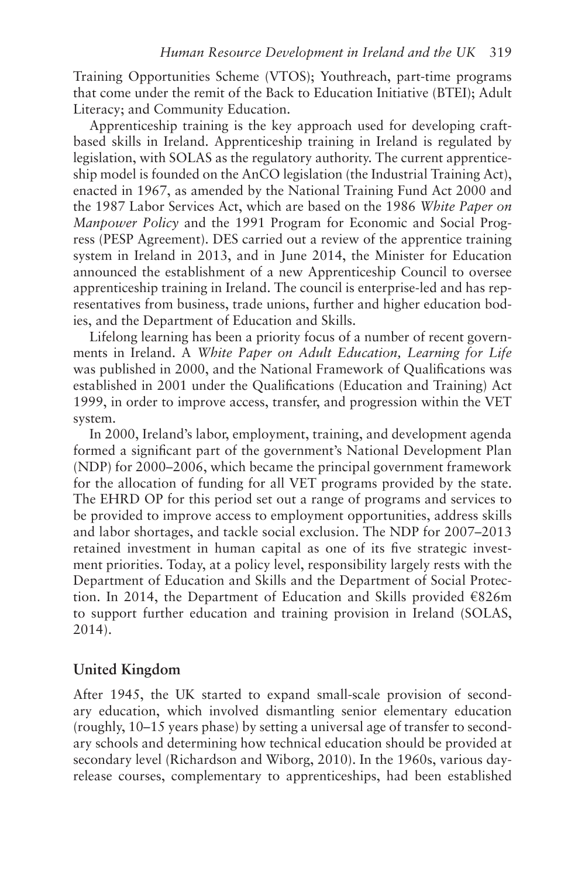Training Opportunities Scheme (VTOS); Youthreach, part-time programs that come under the remit of the Back to Education Initiative (BTEI); Adult Literacy; and Community Education.

Apprenticeship training is the key approach used for developing craft-based skills in Ireland. Apprenticeship training in Ireland is regulated by legislation, with SOLAS as the regulatory authority. The current apprenticeship model is founded on the AnCO legislation (the Industrial Training Act), enacted in 1967, as amended by the National Training Fund Act 2000 and the 1987 Labor Services Act, which are based on the 1986 *White Paper on Manpower Policy* and the 1991 Program for Economic and Social Progress (PESP Agreement). DES carried out a review of the apprentice training system in Ireland in 2013, and in June 2014, the Minister for Education announced the establishment of a new Apprenticeship Council to oversee apprenticeship training in Ireland. The council is enterprise-led and has representatives from business, trade unions, further and higher education bodies, and the Department of Education and Skills.

Lifelong learning has been a priority focus of a number of recent governments in Ireland. A *White Paper on Adult Education, Learning for Life* was published in 2000, and the National Framework of Qualifications was established in 2001 under the Qualifications (Education and Training) Act 1999, in order to improve access, transfer, and progression within the VET system.

In 2000, Ireland's labor, employment, training, and development agenda formed a significant part of the government's National Development Plan (NDP) for 2000–2006, which became the principal government framework for the allocation of funding for all VET programs provided by the state. The EHRD OP for this period set out a range of programs and services to be provided to improve access to employment opportunities, address skills and labor shortages, and tackle social exclusion. The NDP for 2007–2013 retained investment in human capital as one of its five strategic investment priorities. Today, at a policy level, responsibility largely rests with the Department of Education and Skills and the Department of Social Protection. In 2014, the Department of Education and Skills provided €826m to support further education and training provision in Ireland (SOLAS, 2014).

## United Kingdom

After 1945, the UK started to expand small-scale provision of secondary education, which involved dismantling senior elementary education (roughly, 10–15 years phase) by setting a universal age of transfer to secondary schools and determining how technical education should be provided at secondary level (Richardson and Wiborg, 2010). In the 1960s, various day-release courses, complementary to apprenticeships, had been established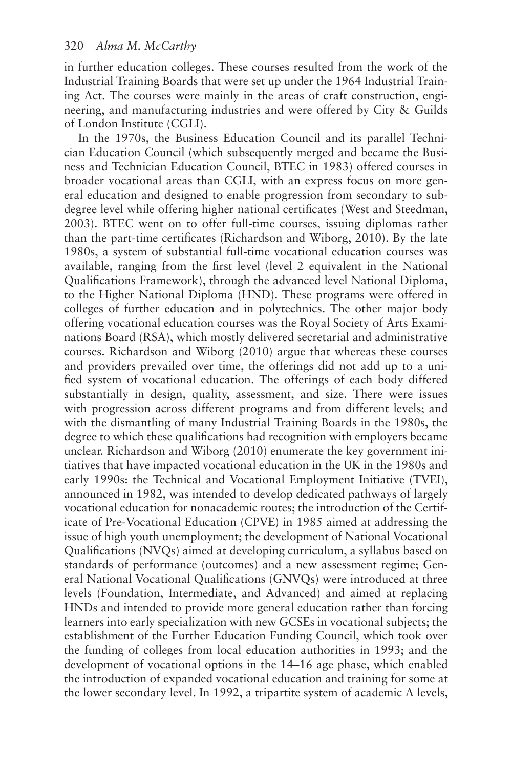in further education colleges. These courses resulted from the work of the Industrial Training Boards that were set up under the 1964 Industrial Training Act. The courses were mainly in the areas of craft construction, engineering, and manufacturing industries and were offered by City & Guilds of London Institute (CGLI).

In the 1970s, the Business Education Council and its parallel Technician Education Council (which subsequently merged and became the Business and Technician Education Council, BTEC in 1983) offered courses in broader vocational areas than CGLI, with an express focus on more general education and designed to enable progression from secondary to subdegree level while offering higher national certificates (West and Steedman, 2003). BTEC went on to offer full-time courses, issuing diplomas rather than the part-time certificates (Richardson and Wiborg, 2010). By the late 1980s, a system of substantial full-time vocational education courses was available, ranging from the first level (level 2 equivalent in the National Qualifications Framework), through the advanced level National Diploma, to the Higher National Diploma (HND). These programs were offered in colleges of further education and in polytechnics. The other major body offering vocational education courses was the Royal Society of Arts Examinations Board (RSA), which mostly delivered secretarial and administrative courses. Richardson and Wiborg (2010) argue that whereas these courses and providers prevailed over time, the offerings did not add up to a unified system of vocational education. The offerings of each body differed substantially in design, quality, assessment, and size. There were issues with progression across different programs and from different levels; and with the dismantling of many Industrial Training Boards in the 1980s, the degree to which these qualifications had recognition with employers became unclear. Richardson and Wiborg (2010) enumerate the key government initiatives that have impacted vocational education in the UK in the 1980s and early 1990s: the Technical and Vocational Employment Initiative (TVEI), announced in 1982, was intended to develop dedicated pathways of largely vocational education for nonacademic routes; the introduction of the Certificate of Pre-Vocational Education (CPVE) in 1985 aimed at addressing the issue of high youth unemployment; the development of National Vocational Qualifications (NVQs) aimed at developing curriculum, a syllabus based on standards of performance (outcomes) and a new assessment regime; General National Vocational Qualifications (GNVQs) were introduced at three levels (Foundation, Intermediate, and Advanced) and aimed at replacing HNDs and intended to provide more general education rather than forcing learners into early specialization with new GCSEs in vocational subjects; the establishment of the Further Education Funding Council, which took over the funding of colleges from local education authorities in 1993; and the development of vocational options in the 14–16 age phase, which enabled the introduction of expanded vocational education and training for some at the lower secondary level. In 1992, a tripartite system of academic A levels,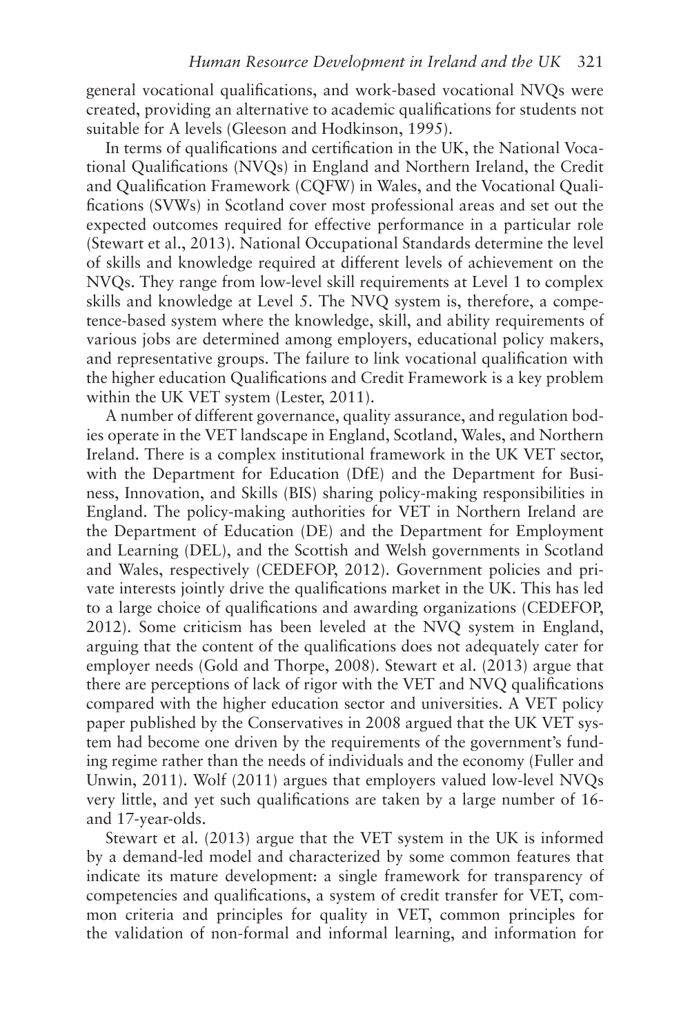general vocational qualifications, and work-based vocational NVQs were created, providing an alternative to academic qualifications for students not suitable for A levels (Gleeson and Hodkinson, 1995).

In terms of qualifications and certification in the UK, the National Vocational Qualifications (NVQs) in England and Northern Ireland, the Credit and Qualification Framework (CQFW) in Wales, and the Vocational Qualifications (SVWs) in Scotland cover most professional areas and set out the expected outcomes required for effective performance in a particular role (Stewart et al., 2013). National Occupational Standards determine the level of skills and knowledge required at different levels of achievement on the NVQs. They range from low-level skill requirements at Level 1 to complex skills and knowledge at Level 5. The NVQ system is, therefore, a competence-based system where the knowledge, skill, and ability requirements of various jobs are determined among employers, educational policy makers, and representative groups. The failure to link vocational qualification with the higher education Qualifications and Credit Framework is a key problem within the UK VET system (Lester, 2011).

A number of different governance, quality assurance, and regulation bodies operate in the VET landscape in England, Scotland, Wales, and Northern Ireland. There is a complex institutional framework in the UK VET sector, with the Department for Education (DfE) and the Department for Business, Innovation, and Skills (BIS) sharing policy-making responsibilities in England. The policy-making authorities for VET in Northern Ireland are the Department of Education (DE) and the Department for Employment and Learning (DEL), and the Scottish and Welsh governments in Scotland and Wales, respectively (CEDEFOP, 2012). Government policies and private interests jointly drive the qualifications market in the UK. This has led to a large choice of qualifications and awarding organizations (CEDEFOP, 2012). Some criticism has been leveled at the NVQ system in England, arguing that the content of the qualifications does not adequately cater for employer needs (Gold and Thorpe, 2008). Stewart et al. (2013) argue that there are perceptions of lack of rigor with the VET and NVQ qualifications compared with the higher education sector and universities. A VET policy paper published by the Conservatives in 2008 argued that the UK VET system had become one driven by the requirements of the government's funding regime rather than the needs of individuals and the economy (Fuller and Unwin, 2011). Wolf (2011) argues that employers valued low-level NVQs very little, and yet such qualifications are taken by a large number of 16- and 17-year-olds.

Stewart et al. (2013) argue that the VET system in the UK is informed by a demand-led model and characterized by some common features that indicate its mature development: a single framework for transparency of competencies and qualifications, a system of credit transfer for VET, common criteria and principles for quality in VET, common principles for the validation of non-formal and informal learning, and information for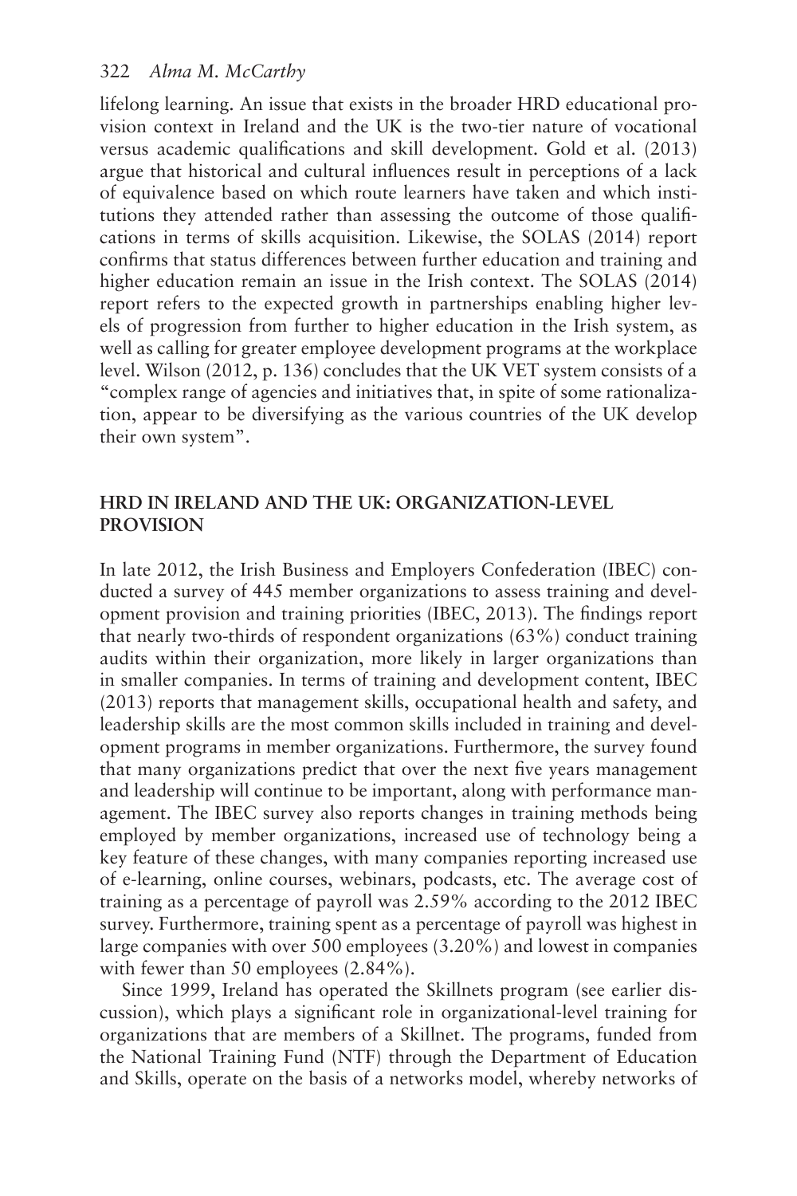lifelong learning. An issue that exists in the broader HRD educational provision context in Ireland and the UK is the two-tier nature of vocational versus academic qualifications and skill development. Gold et al. (2013) argue that historical and cultural influences result in perceptions of a lack of equivalence based on which route learners have taken and which institutions they attended rather than assessing the outcome of those qualifications in terms of skills acquisition. Likewise, the SOLAS (2014) report confirms that status differences between further education and training and higher education remain an issue in the Irish context. The SOLAS (2014) report refers to the expected growth in partnerships enabling higher levels of progression from further to higher education in the Irish system, as well as calling for greater employee development programs at the workplace level. Wilson (2012, p. 136) concludes that the UK VET system consists of a "complex range of agencies and initiatives that, in spite of some rationalization, appear to be diversifying as the various countries of the UK develop their own system".

## HRD IN IRELAND AND THE UK: ORGANIZATION-LEVEL PROVISION

In late 2012, the Irish Business and Employers Confederation (IBEC) conducted a survey of 445 member organizations to assess training and development provision and training priorities (IBEC, 2013). The findings report that nearly two-thirds of respondent organizations (63%) conduct training audits within their organization, more likely in larger organizations than in smaller companies. In terms of training and development content, IBEC (2013) reports that management skills, occupational health and safety, and leadership skills are the most common skills included in training and development programs in member organizations. Furthermore, the survey found that many organizations predict that over the next five years management and leadership will continue to be important, along with performance management. The IBEC survey also reports changes in training methods being employed by member organizations, increased use of technology being a key feature of these changes, with many companies reporting increased use of e-learning, online courses, webinars, podcasts, etc. The average cost of training as a percentage of payroll was 2.59% according to the 2012 IBEC survey. Furthermore, training spent as a percentage of payroll was highest in large companies with over 500 employees (3.20%) and lowest in companies with fewer than 50 employees (2.84%).

Since 1999, Ireland has operated the Skillnets program (see earlier discussion), which plays a significant role in organizational-level training for organizations that are members of a Skillnet. The programs, funded from the National Training Fund (NTF) through the Department of Education and Skills, operate on the basis of a networks model, whereby networks of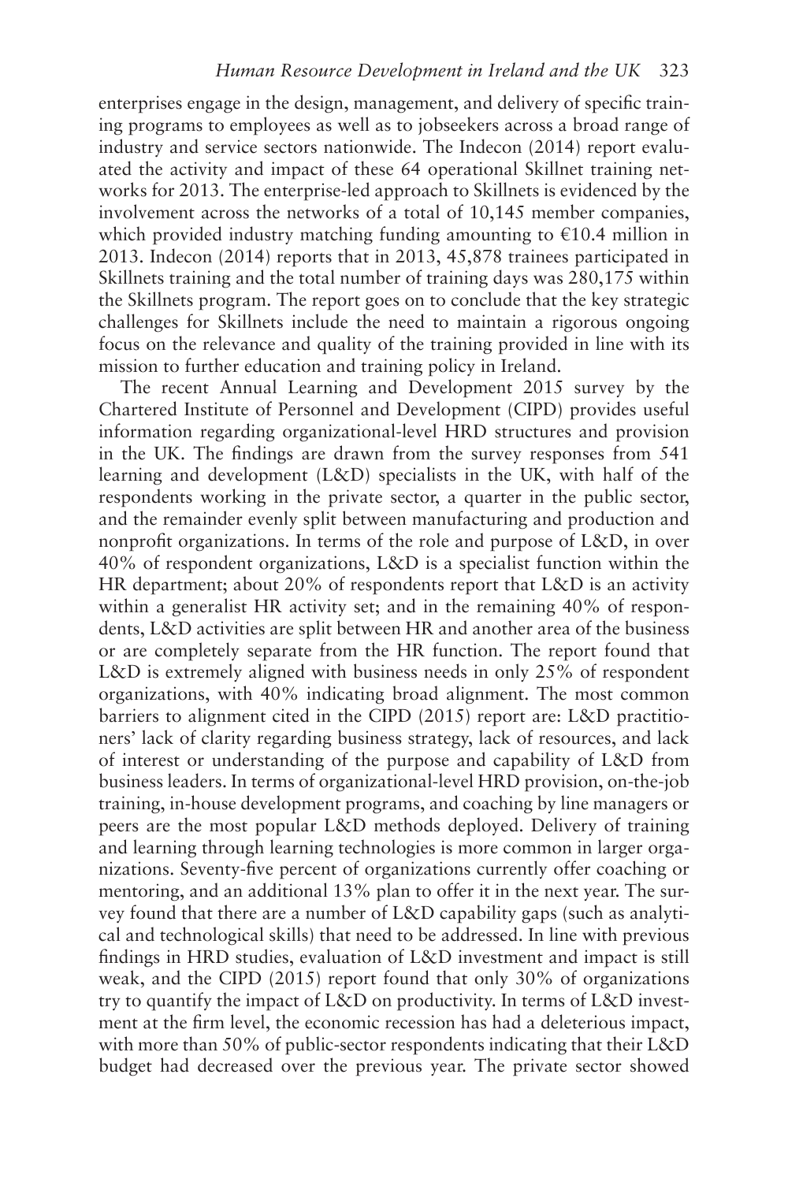enterprises engage in the design, management, and delivery of specific training programs to employees as well as to jobseekers across a broad range of industry and service sectors nationwide. The Indecon (2014) report evaluated the activity and impact of these 64 operational Skillnet training networks for 2013. The enterprise-led approach to Skillnets is evidenced by the involvement across the networks of a total of 10,145 member companies, which provided industry matching funding amounting to €10.4 million in 2013. Indecon (2014) reports that in 2013, 45,878 trainees participated in Skillnets training and the total number of training days was 280,175 within the Skillnets program. The report goes on to conclude that the key strategic challenges for Skillnets include the need to maintain a rigorous ongoing focus on the relevance and quality of the training provided in line with its mission to further education and training policy in Ireland.

The recent Annual Learning and Development 2015 survey by the Chartered Institute of Personnel and Development (CIPD) provides useful information regarding organizational-level HRD structures and provision in the UK. The findings are drawn from the survey responses from 541 learning and development (L&D) specialists in the UK, with half of the respondents working in the private sector, a quarter in the public sector, and the remainder evenly split between manufacturing and production and nonprofit organizations. In terms of the role and purpose of L&D, in over 40% of respondent organizations, L&D is a specialist function within the HR department; about 20% of respondents report that L&D is an activity within a generalist HR activity set; and in the remaining 40% of respondents, L&D activities are split between HR and another area of the business or are completely separate from the HR function. The report found that L&D is extremely aligned with business needs in only 25% of respondent organizations, with 40% indicating broad alignment. The most common barriers to alignment cited in the CIPD (2015) report are: L&D practitioners' lack of clarity regarding business strategy, lack of resources, and lack of interest or understanding of the purpose and capability of L&D from business leaders. In terms of organizational-level HRD provision, on-the-job training, in-house development programs, and coaching by line managers or peers are the most popular L&D methods deployed. Delivery of training and learning through learning technologies is more common in larger organizations. Seventy-five percent of organizations currently offer coaching or mentoring, and an additional 13% plan to offer it in the next year. The survey found that there are a number of L&D capability gaps (such as analytical and technological skills) that need to be addressed. In line with previous findings in HRD studies, evaluation of L&D investment and impact is still weak, and the CIPD (2015) report found that only 30% of organizations try to quantify the impact of L&D on productivity. In terms of L&D investment at the firm level, the economic recession has had a deleterious impact, with more than 50% of public-sector respondents indicating that their L&D budget had decreased over the previous year. The private sector showed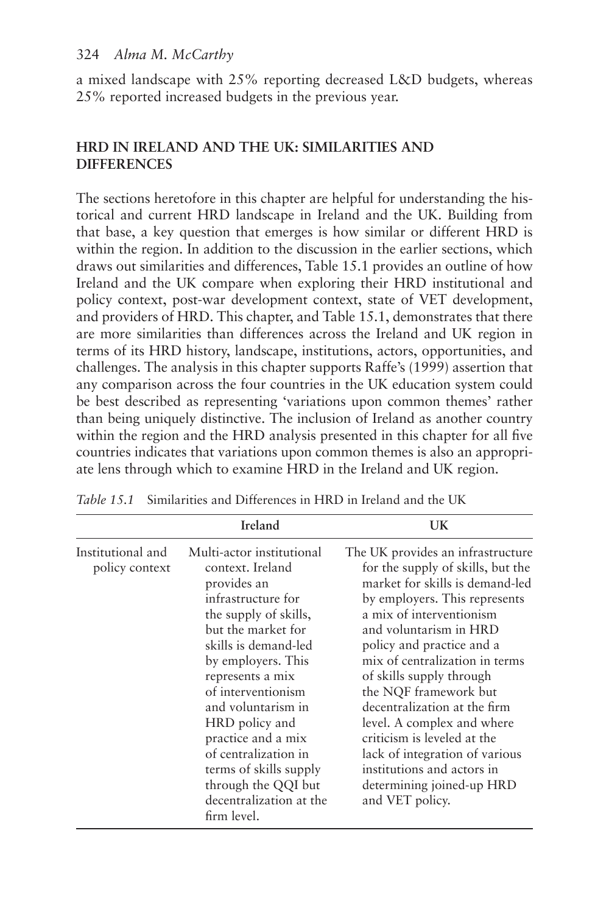a mixed landscape with 25% reporting decreased L&D budgets, whereas 25% reported increased budgets in the previous year.

## HRD IN IRELAND AND THE UK: SIMILARITIES AND DIFFERENCES

The sections heretofore in this chapter are helpful for understanding the historical and current HRD landscape in Ireland and the UK. Building from that base, a key question that emerges is how similar or different HRD is within the region. In addition to the discussion in the earlier sections, which draws out similarities and differences, Table 15.1 provides an outline of how Ireland and the UK compare when exploring their HRD institutional and policy context, post-war development context, state of VET development, and providers of HRD. This chapter, and Table 15.1, demonstrates that there are more similarities than differences across the Ireland and UK region in terms of its HRD history, landscape, institutions, actors, opportunities, and challenges. The analysis in this chapter supports Raffe's (1999) assertion that any comparison across the four countries in the UK education system could be best described as representing 'variations upon common themes' rather than being uniquely distinctive. The inclusion of Ireland as another country within the region and the HRD analysis presented in this chapter for all five countries indicates that variations upon common themes is also an appropriate lens through which to examine HRD in the Ireland and UK region.

*Table 15.1* Similarities and Differences in HRD in Ireland and the UK

| | Ireland | UK |
|---|---|---|
| Institutional and policy context | Multi-actor institutional context. Ireland provides an infrastructure for the supply of skills, but the market for skills is demand-led by employers. This represents a mix of interventionism and voluntarism in HRD policy and practice and a mix of centralization in terms of skills supply through the QQI but decentralization at the firm level. | The UK provides an infrastructure for the supply of skills, but the market for skills is demand-led by employers. This represents a mix of interventionism and voluntarism in HRD policy and practice and a mix of centralization in terms of skills supply through the NQF framework but decentralization at the firm level. A complex and where criticism is leveled at the lack of integration of various institutions and actors in determining joined-up HRD and VET policy. |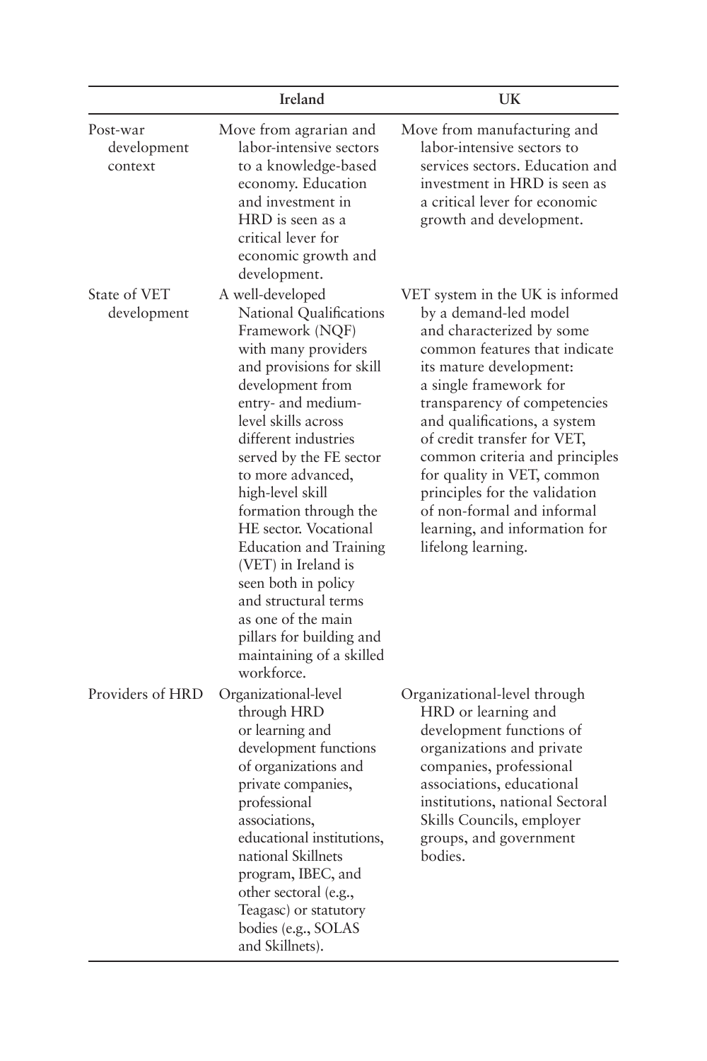| | Ireland | UK |
|---|---|---|
| Post-war development context | Move from agrarian and labor-intensive sectors to a knowledge-based economy. Education and investment in HRD is seen as a critical lever for economic growth and development. | Move from manufacturing and labor-intensive sectors to services sectors. Education and investment in HRD is seen as a critical lever for economic growth and development. |
| State of VET development | A well-developed National Qualifications Framework (NQF) with many providers and provisions for skill development from entry- and medium-level skills across different industries served by the FE sector to more advanced, high-level skill formation through the HE sector. Vocational Education and Training (VET) in Ireland is seen both in policy and structural terms as one of the main pillars for building and maintaining of a skilled workforce. | VET system in the UK is informed by a demand-led model and characterized by some common features that indicate its mature development: a single framework for transparency of competencies and qualifications, a system of credit transfer for VET, common criteria and principles for quality in VET, common principles for the validation of non-formal and informal learning, and information for lifelong learning. |
| Providers of HRD | Organizational-level through HRD or learning and development functions of organizations and private companies, professional associations, educational institutions, national Skillnets program, IBEC, and other sectoral (e.g., Teagasc) or statutory bodies (e.g., SOLAS and Skillnets). | Organizational-level through HRD or learning and development functions of organizations and private companies, professional associations, educational institutions, national Sectoral Skills Councils, employer groups, and government bodies. |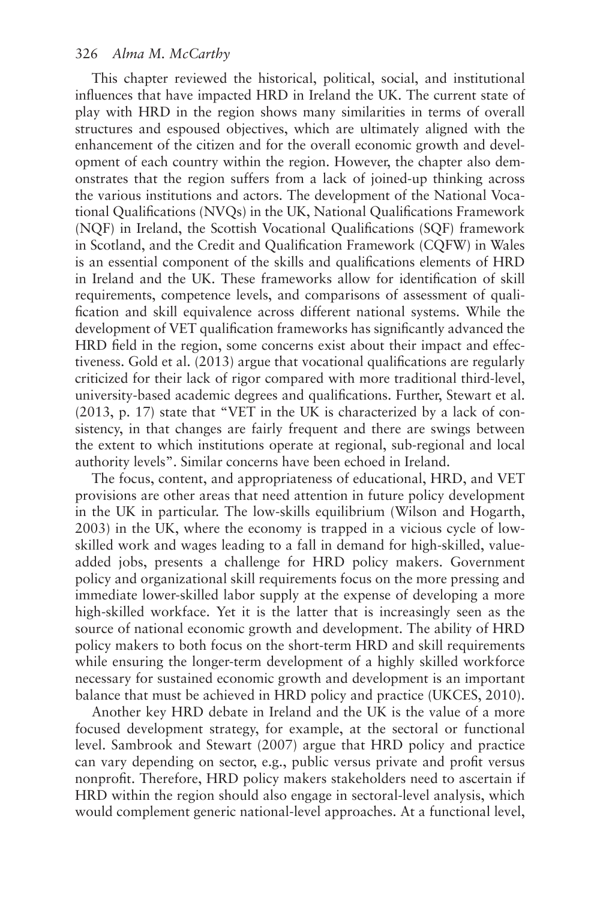This chapter reviewed the historical, political, social, and institutional influences that have impacted HRD in Ireland the UK. The current state of play with HRD in the region shows many similarities in terms of overall structures and espoused objectives, which are ultimately aligned with the enhancement of the citizen and for the overall economic growth and development of each country within the region. However, the chapter also demonstrates that the region suffers from a lack of joined-up thinking across the various institutions and actors. The development of the National Vocational Qualifications (NVQs) in the UK, National Qualifications Framework (NQF) in Ireland, the Scottish Vocational Qualifications (SQF) framework in Scotland, and the Credit and Qualification Framework (CQFW) in Wales is an essential component of the skills and qualifications elements of HRD in Ireland and the UK. These frameworks allow for identification of skill requirements, competence levels, and comparisons of assessment of qualification and skill equivalence across different national systems. While the development of VET qualification frameworks has significantly advanced the HRD field in the region, some concerns exist about their impact and effectiveness. Gold et al. (2013) argue that vocational qualifications are regularly criticized for their lack of rigor compared with more traditional third-level, university-based academic degrees and qualifications. Further, Stewart et al. (2013, p. 17) state that "VET in the UK is characterized by a lack of consistency, in that changes are fairly frequent and there are swings between the extent to which institutions operate at regional, sub-regional and local authority levels". Similar concerns have been echoed in Ireland.

The focus, content, and appropriateness of educational, HRD, and VET provisions are other areas that need attention in future policy development in the UK in particular. The low-skills equilibrium (Wilson and Hogarth, 2003) in the UK, where the economy is trapped in a vicious cycle of low-skilled work and wages leading to a fall in demand for high-skilled, value-added jobs, presents a challenge for HRD policy makers. Government policy and organizational skill requirements focus on the more pressing and immediate lower-skilled labor supply at the expense of developing a more high-skilled workface. Yet it is the latter that is increasingly seen as the source of national economic growth and development. The ability of HRD policy makers to both focus on the short-term HRD and skill requirements while ensuring the longer-term development of a highly skilled workforce necessary for sustained economic growth and development is an important balance that must be achieved in HRD policy and practice (UKCES, 2010).

Another key HRD debate in Ireland and the UK is the value of a more focused development strategy, for example, at the sectoral or functional level. Sambrook and Stewart (2007) argue that HRD policy and practice can vary depending on sector, e.g., public versus private and profit versus nonprofit. Therefore, HRD policy makers stakeholders need to ascertain if HRD within the region should also engage in sectoral-level analysis, which would complement generic national-level approaches. At a functional level,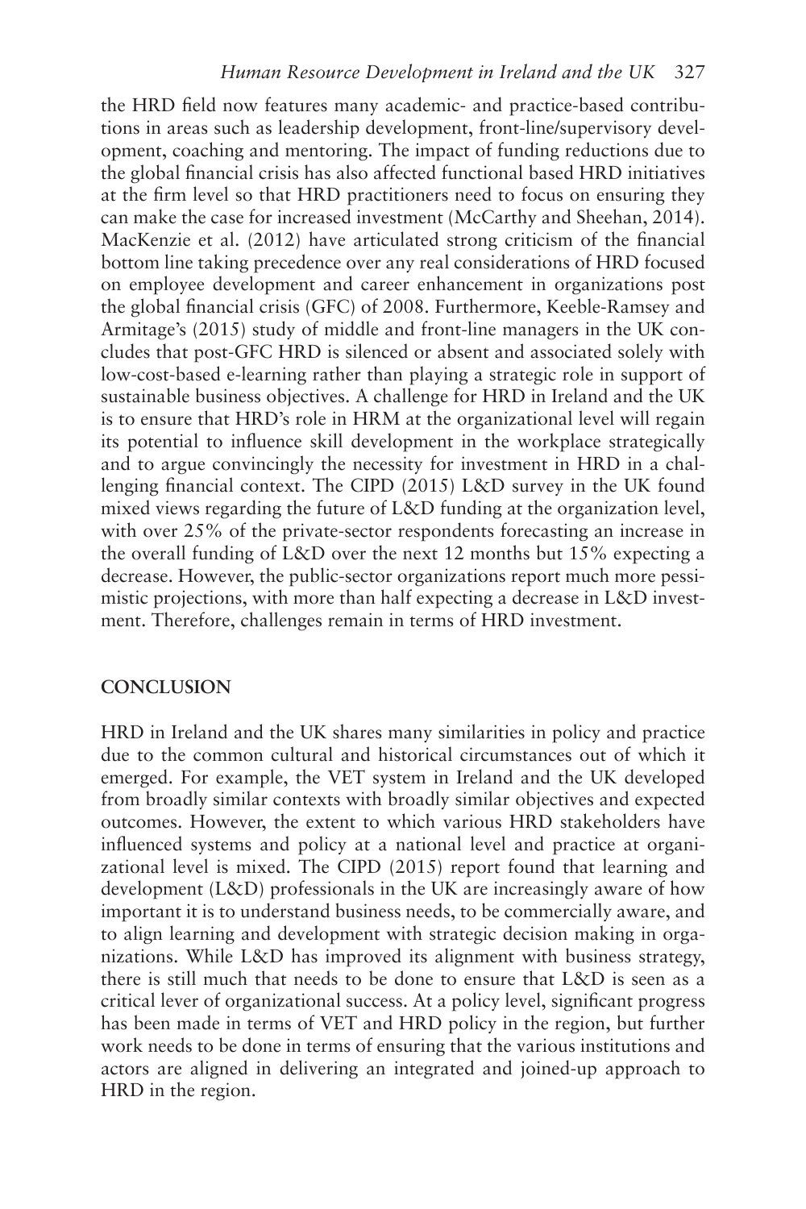the HRD field now features many academic- and practice-based contributions in areas such as leadership development, front-line/supervisory development, coaching and mentoring. The impact of funding reductions due to the global financial crisis has also affected functional based HRD initiatives at the firm level so that HRD practitioners need to focus on ensuring they can make the case for increased investment (McCarthy and Sheehan, 2014). MacKenzie et al. (2012) have articulated strong criticism of the financial bottom line taking precedence over any real considerations of HRD focused on employee development and career enhancement in organizations post the global financial crisis (GFC) of 2008. Furthermore, Keeble-Ramsey and Armitage's (2015) study of middle and front-line managers in the UK concludes that post-GFC HRD is silenced or absent and associated solely with low-cost-based e-learning rather than playing a strategic role in support of sustainable business objectives. A challenge for HRD in Ireland and the UK is to ensure that HRD's role in HRM at the organizational level will regain its potential to influence skill development in the workplace strategically and to argue convincingly the necessity for investment in HRD in a challenging financial context. The CIPD (2015) L&D survey in the UK found mixed views regarding the future of L&D funding at the organization level, with over 25% of the private-sector respondents forecasting an increase in the overall funding of L&D over the next 12 months but 15% expecting a decrease. However, the public-sector organizations report much more pessimistic projections, with more than half expecting a decrease in L&D investment. Therefore, challenges remain in terms of HRD investment.

## CONCLUSION

HRD in Ireland and the UK shares many similarities in policy and practice due to the common cultural and historical circumstances out of which it emerged. For example, the VET system in Ireland and the UK developed from broadly similar contexts with broadly similar objectives and expected outcomes. However, the extent to which various HRD stakeholders have influenced systems and policy at a national level and practice at organizational level is mixed. The CIPD (2015) report found that learning and development (L&D) professionals in the UK are increasingly aware of how important it is to understand business needs, to be commercially aware, and to align learning and development with strategic decision making in organizations. While L&D has improved its alignment with business strategy, there is still much that needs to be done to ensure that L&D is seen as a critical lever of organizational success. At a policy level, significant progress has been made in terms of VET and HRD policy in the region, but further work needs to be done in terms of ensuring that the various institutions and actors are aligned in delivering an integrated and joined-up approach to HRD in the region.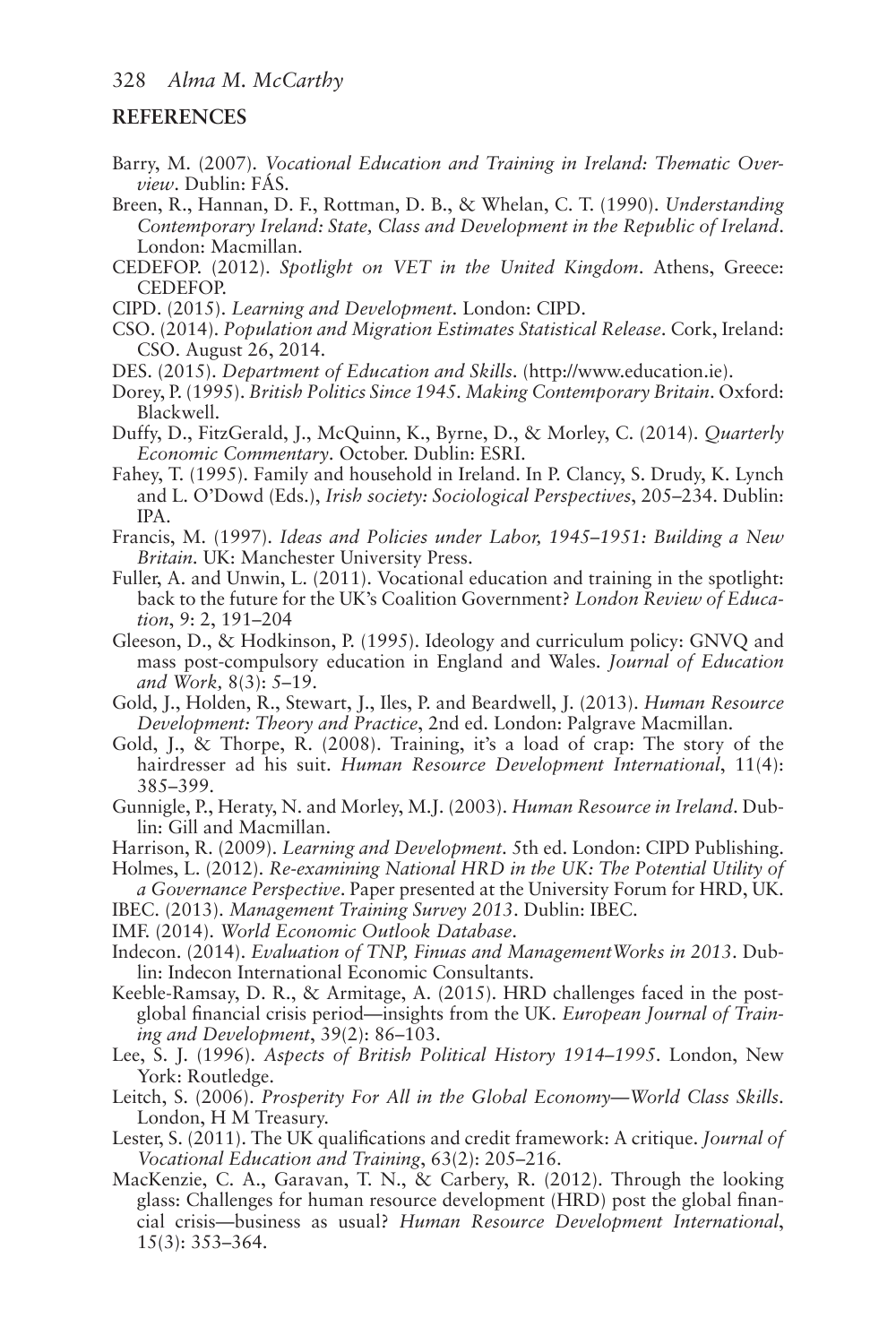## REFERENCES

Barry, M. (2007). *Vocational Education and Training in Ireland: Thematic Overview*. Dublin: FÁS.

Breen, R., Hannan, D. F., Rottman, D. B., & Whelan, C. T. (1990). *Understanding Contemporary Ireland: State, Class and Development in the Republic of Ireland*. London: Macmillan.

CEDEFOP. (2012). *Spotlight on VET in the United Kingdom*. Athens, Greece: CEDEFOP.

CIPD. (2015). *Learning and Development*. London: CIPD.

CSO. (2014). *Population and Migration Estimates Statistical Release*. Cork, Ireland: CSO. August 26, 2014.

DES. (2015). *Department of Education and Skills*. (http://www.education.ie).

Dorey, P. (1995). *British Politics Since 1945. Making Contemporary Britain*. Oxford: Blackwell.

Duffy, D., FitzGerald, J., McQuinn, K., Byrne, D., & Morley, C. (2014). *Quarterly Economic Commentary*. October. Dublin: ESRI.

Fahey, T. (1995). Family and household in Ireland. In P. Clancy, S. Drudy, K. Lynch and L. O'Dowd (Eds.), *Irish society: Sociological Perspectives*, 205–234. Dublin: IPA.

Francis, M. (1997). *Ideas and Policies under Labor, 1945–1951: Building a New Britain*. UK: Manchester University Press.

Fuller, A. and Unwin, L. (2011). Vocational education and training in the spotlight: back to the future for the UK's Coalition Government? *London Review of Education*, 9: 2, 191–204

Gleeson, D., & Hodkinson, P. (1995). Ideology and curriculum policy: GNVQ and mass post-compulsory education in England and Wales. *Journal of Education and Work*, 8(3): 5–19.

Gold, J., Holden, R., Stewart, J., Iles, P. and Beardwell, J. (2013). *Human Resource Development: Theory and Practice*, 2nd ed. London: Palgrave Macmillan.

Gold, J., & Thorpe, R. (2008). Training, it's a load of crap: The story of the hairdresser ad his suit. *Human Resource Development International*, 11(4): 385–399.

Gunnigle, P., Heraty, N. and Morley, M.J. (2003). *Human Resource in Ireland*. Dublin: Gill and Macmillan.

Harrison, R. (2009). *Learning and Development*. 5th ed. London: CIPD Publishing.

Holmes, L. (2012). *Re-examining National HRD in the UK: The Potential Utility of a Governance Perspective*. Paper presented at the University Forum for HRD, UK.

IBEC. (2013). *Management Training Survey 2013*. Dublin: IBEC.

IMF. (2014). *World Economic Outlook Database*.

Indecon. (2014). *Evaluation of TNP, Finuas and ManagementWorks in 2013*. Dublin: Indecon International Economic Consultants.

Keeble-Ramsay, D. R., & Armitage, A. (2015). HRD challenges faced in the post-global financial crisis period—insights from the UK. *European Journal of Training and Development*, 39(2): 86–103.

Lee, S. J. (1996). *Aspects of British Political History 1914–1995*. London, New York: Routledge.

Leitch, S. (2006). *Prosperity For All in the Global Economy—World Class Skills*. London, H M Treasury.

Lester, S. (2011). The UK qualifications and credit framework: A critique. *Journal of Vocational Education and Training*, 63(2): 205–216.

MacKenzie, C. A., Garavan, T. N., & Carbery, R. (2012). Through the looking glass: Challenges for human resource development (HRD) post the global financial crisis—business as usual? *Human Resource Development International*, 15(3): 353–364.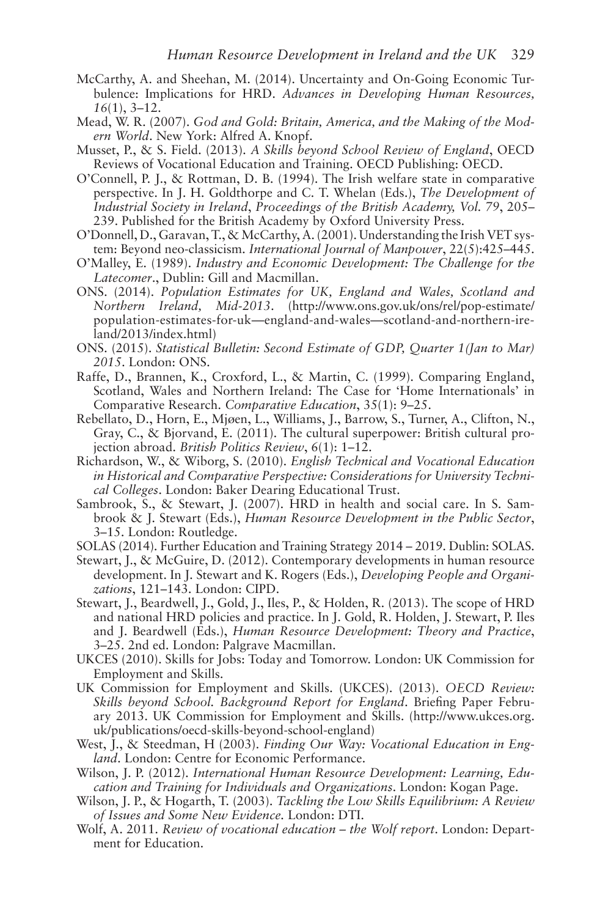McCarthy, A. and Sheehan, M. (2014). Uncertainty and On-Going Economic Turbulence: Implications for HRD. *Advances in Developing Human Resources, 16*(1), 3–12.

Mead, W. R. (2007). *God and Gold: Britain, America, and the Making of the Modern World*. New York: Alfred A. Knopf.

Musset, P., & S. Field. (2013). *A Skills beyond School Review of England*, OECD Reviews of Vocational Education and Training. OECD Publishing: OECD.

O'Connell, P. J., & Rottman, D. B. (1994). The Irish welfare state in comparative perspective. In J. H. Goldthorpe and C. T. Whelan (Eds.), *The Development of Industrial Society in Ireland*, *Proceedings of the British Academy, Vol. 79*, 205–239. Published for the British Academy by Oxford University Press.

O'Donnell, D., Garavan, T., & McCarthy, A. (2001). Understanding the Irish VET system: Beyond neo-classicism. *International Journal of Manpower*, 22(5):425–445.

O'Malley, E. (1989). *Industry and Economic Development: The Challenge for the Latecomer*., Dublin: Gill and Macmillan.

ONS. (2014). *Population Estimates for UK, England and Wales, Scotland and Northern Ireland, Mid-2013*. (http://www.ons.gov.uk/ons/rel/pop-estimate/population-estimates-for-uk—england-and-wales—scotland-and-northern-ireland/2013/index.html)

ONS. (2015). *Statistical Bulletin: Second Estimate of GDP, Quarter 1(Jan to Mar) 2015*. London: ONS.

Raffe, D., Brannen, K., Croxford, L., & Martin, C. (1999). Comparing England, Scotland, Wales and Northern Ireland: The Case for 'Home Internationals' in Comparative Research. *Comparative Education*, 35(1): 9–25.

Rebellato, D., Horn, E., Mjøen, L., Williams, J., Barrow, S., Turner, A., Clifton, N., Gray, C., & Bjorvand, E. (2011). The cultural superpower: British cultural projection abroad. *British Politics Review*, 6(1): 1–12.

Richardson, W., & Wiborg, S. (2010). *English Technical and Vocational Education in Historical and Comparative Perspective: Considerations for University Technical Colleges*. London: Baker Dearing Educational Trust.

Sambrook, S., & Stewart, J. (2007). HRD in health and social care. In S. Sambrook & J. Stewart (Eds.), *Human Resource Development in the Public Sector*, 3–15. London: Routledge.

SOLAS (2014). Further Education and Training Strategy 2014 – 2019. Dublin: SOLAS.

Stewart, J., & McGuire, D. (2012). Contemporary developments in human resource development. In J. Stewart and K. Rogers (Eds.), *Developing People and Organizations*, 121–143. London: CIPD.

Stewart, J., Beardwell, J., Gold, J., Iles, P., & Holden, R. (2013). The scope of HRD and national HRD policies and practice. In J. Gold, R. Holden, J. Stewart, P. Iles and J. Beardwell (Eds.), *Human Resource Development: Theory and Practice*, 3–25. 2nd ed. London: Palgrave Macmillan.

UKCES (2010). Skills for Jobs: Today and Tomorrow. London: UK Commission for Employment and Skills.

UK Commission for Employment and Skills. (UKCES). (2013). *OECD Review: Skills beyond School. Background Report for England*. Briefing Paper February 2013. UK Commission for Employment and Skills. (http://www.ukces.org.uk/publications/oecd-skills-beyond-school-england)

West, J., & Steedman, H (2003). *Finding Our Way: Vocational Education in England*. London: Centre for Economic Performance.

Wilson, J. P. (2012). *International Human Resource Development: Learning, Education and Training for Individuals and Organizations*. London: Kogan Page.

Wilson, J. P., & Hogarth, T. (2003). *Tackling the Low Skills Equilibrium: A Review of Issues and Some New Evidence*. London: DTI.

Wolf, A. 2011. *Review of vocational education – the Wolf report*. London: Department for Education.